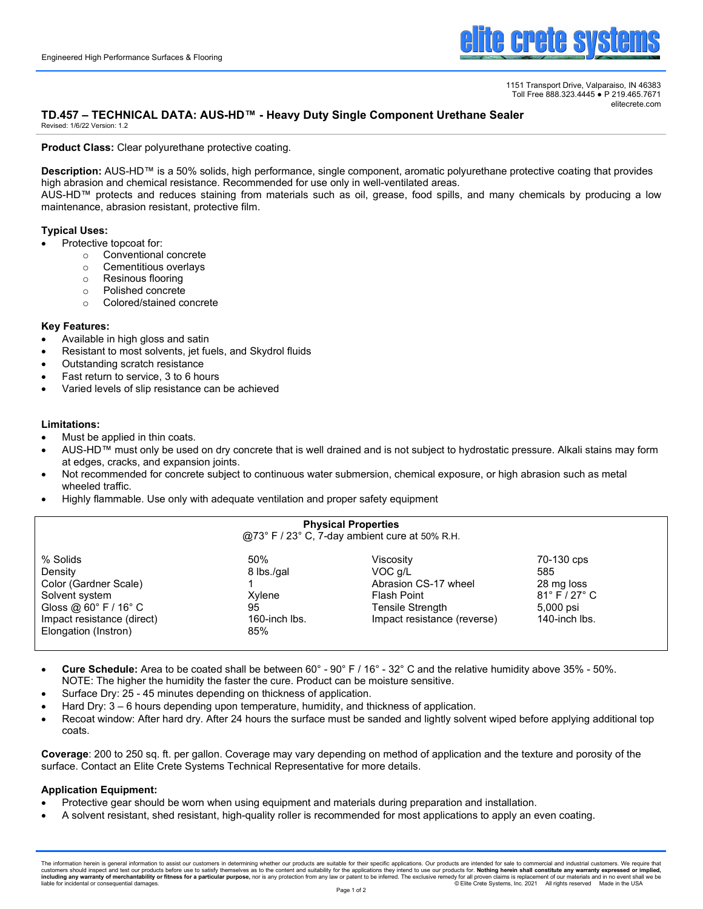Engineered High Performance Surfaces & Flooring

elite crete systems

1151 Transport Drive, Valparaiso, IN 46383
Toll Free 888.323.4445 ● P 219.465.7671
elitecrete.com

# TD.457 – TECHNICAL DATA: AUS-HD™ - Heavy Duty Single Component Urethane Sealer

Revised: 1/6/22 Version: 1.2

**Product Class:** Clear polyurethane protective coating.

**Description:** AUS-HD™ is a 50% solids, high performance, single component, aromatic polyurethane protective coating that provides high abrasion and chemical resistance. Recommended for use only in well-ventilated areas.
AUS-HD™ protects and reduces staining from materials such as oil, grease, food spills, and many chemicals by producing a low maintenance, abrasion resistant, protective film.

**Typical Uses:**

- Protective topcoat for:
  - Conventional concrete
  - Cementitious overlays
  - Resinous flooring
  - Polished concrete
  - Colored/stained concrete

**Key Features:**

- Available in high gloss and satin
- Resistant to most solvents, jet fuels, and Skydrol fluids
- Outstanding scratch resistance
- Fast return to service, 3 to 6 hours
- Varied levels of slip resistance can be achieved

**Limitations:**

- Must be applied in thin coats.
- AUS-HD™ must only be used on dry concrete that is well drained and is not subject to hydrostatic pressure. Alkali stains may form at edges, cracks, and expansion joints.
- Not recommended for concrete subject to continuous water submersion, chemical exposure, or high abrasion such as metal wheeled traffic.
- Highly flammable. Use only with adequate ventilation and proper safety equipment

**Physical Properties**
@73° F / 23° C, 7-day ambient cure at 50% R.H.

| Property | Value | Property | Value |
|---|---|---|---|
| % Solids | 50% | Viscosity | 70-130 cps |
| Density | 8 lbs./gal | VOC g/L | 585 |
| Color (Gardner Scale) | 1 | Abrasion CS-17 wheel | 28 mg loss |
| Solvent system | Xylene | Flash Point | 81° F / 27° C |
| Gloss @ 60° F / 16° C | 95 | Tensile Strength | 5,000 psi |
| Impact resistance (direct) | 160-inch lbs. | Impact resistance (reverse) | 140-inch lbs. |
| Elongation (Instron) | 85% | | |

- **Cure Schedule:** Area to be coated shall be between 60° - 90° F / 16° - 32° C and the relative humidity above 35% - 50%. NOTE: The higher the humidity the faster the cure. Product can be moisture sensitive.
- Surface Dry: 25 - 45 minutes depending on thickness of application.
- Hard Dry: 3 – 6 hours depending upon temperature, humidity, and thickness of application.
- Recoat window: After hard dry. After 24 hours the surface must be sanded and lightly solvent wiped before applying additional top coats.

**Coverage**: 200 to 250 sq. ft. per gallon. Coverage may vary depending on method of application and the texture and porosity of the surface. Contact an Elite Crete Systems Technical Representative for more details.

**Application Equipment:**

- Protective gear should be worn when using equipment and materials during preparation and installation.
- A solvent resistant, shed resistant, high-quality roller is recommended for most applications to apply an even coating.

The information herein is general information to assist our customers in determining whether our products are suitable for their specific applications. Our products are intended for sale to commercial and industrial customers. We require that customers should inspect and test our products before use to satisfy themselves as to the content and suitability for the applications they intend to use our products for. **Nothing herein shall constitute any warranty expressed or implied, including any warranty of merchantability or fitness for a particular purpose,** nor is any protection from any law or patent to be inferred. The exclusive remedy for all proven claims is replacement of our materials and in no event shall we be liable for incidental or consequential damages. © Elite Crete Systems, Inc. 2021 All rights reserved Made in the USA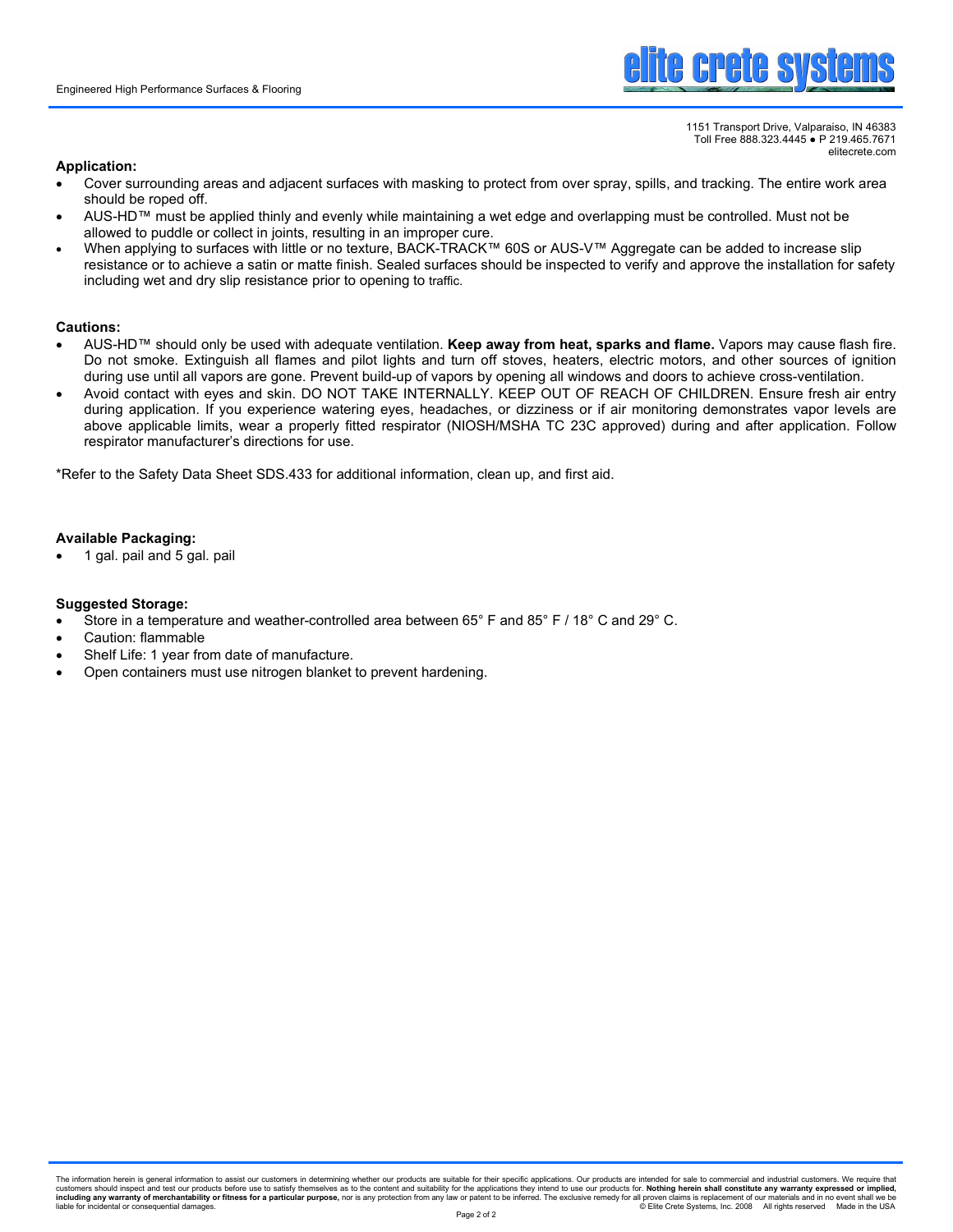1151 Transport Drive, Valparaiso, IN 46383
Toll Free 888.323.4445 ● P 219.465.7671
elitecrete.com

**Application:**

- Cover surrounding areas and adjacent surfaces with masking to protect from over spray, spills, and tracking. The entire work area should be roped off.
- AUS-HD™ must be applied thinly and evenly while maintaining a wet edge and overlapping must be controlled. Must not be allowed to puddle or collect in joints, resulting in an improper cure.
- When applying to surfaces with little or no texture, BACK-TRACK™ 60S or AUS-V™ Aggregate can be added to increase slip resistance or to achieve a satin or matte finish. Sealed surfaces should be inspected to verify and approve the installation for safety including wet and dry slip resistance prior to opening to traffic.

**Cautions:**

- AUS-HD™ should only be used with adequate ventilation. **Keep away from heat, sparks and flame.** Vapors may cause flash fire. Do not smoke. Extinguish all flames and pilot lights and turn off stoves, heaters, electric motors, and other sources of ignition during use until all vapors are gone. Prevent build-up of vapors by opening all windows and doors to achieve cross-ventilation.
- Avoid contact with eyes and skin. DO NOT TAKE INTERNALLY. KEEP OUT OF REACH OF CHILDREN. Ensure fresh air entry during application. If you experience watering eyes, headaches, or dizziness or if air monitoring demonstrates vapor levels are above applicable limits, wear a properly fitted respirator (NIOSH/MSHA TC 23C approved) during and after application. Follow respirator manufacturer's directions for use.

*Refer to the Safety Data Sheet SDS.433 for additional information, clean up, and first aid.

**Available Packaging:**

- 1 gal. pail and 5 gal. pail

**Suggested Storage:**

- Store in a temperature and weather-controlled area between 65° F and 85° F / 18° C and 29° C.
- Caution: flammable
- Shelf Life: 1 year from date of manufacture.
- Open containers must use nitrogen blanket to prevent hardening.

The information herein is general information to assist our customers in determining whether our products are suitable for their specific applications. Our products are intended for sale to commercial and industrial customers. We require that customers should inspect and test our products before use to satisfy themselves as to the content and suitability for the applications they intend to use our products for. **Nothing herein shall constitute any warranty expressed or implied, including any warranty of merchantability or fitness for a particular purpose,** nor is any protection from any law or patent to be inferred. The exclusive remedy for all proven claims is replacement of our materials and in no event shall we be liable for incidental or consequential damages.
© Elite Crete Systems, Inc. 2008 All rights reserved Made in the USA